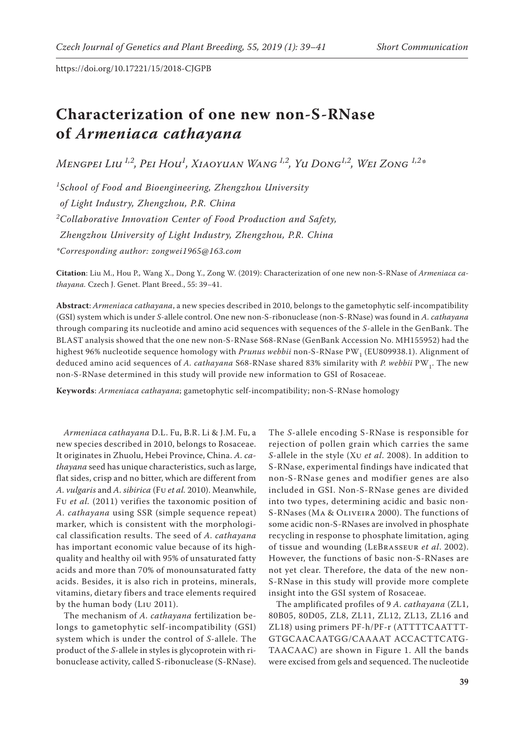https://doi.org/10.17221/15/2018-CJGPB

# Characterization of one new non-S-RNase of *Armeniaca cathayana*

*Mengpei Liu*[1,2], *Pei Hou*[1], *Xiaoyuan Wang*[1,2], *Yu Dong*[1,2], *Wei Zong*[1,2*]

[1]*School of Food and Bioengineering, Zhengzhou University of Light Industry, Zhengzhou, P.R. China*

[2]*Collaborative Innovation Center of Food Production and Safety, Zhengzhou University of Light Industry, Zhengzhou, P.R. China*

*\*Corresponding author: zongwei1965@163.com*

**Citation**: Liu M., Hou P., Wang X., Dong Y., Zong W. (2019): Characterization of one new non-S-RNase of *Armeniaca cathayana*. Czech J. Genet. Plant Breed., 55: 39–41.

**Abstract**: *Armeniaca cathayana*, a new species described in 2010, belongs to the gametophytic self-incompatibility (GSI) system which is under *S*-allele control. One new non-S-ribonuclease (non-S-RNase) was found in *A. cathayana* through comparing its nucleotide and amino acid sequences with sequences of the *S*-allele in the GenBank. The BLAST analysis showed that the one new non-S-RNase S68-RNase (GenBank Accession No. MH155952) had the highest 96% nucleotide sequence homology with *Prunus webbii* non-S-RNase $PW_1$ (EU809938.1). Alignment of deduced amino acid sequences of *A. cathayana* S68-RNase shared 83% similarity with *P. webbii* $PW_1$. The new non-S-RNase determined in this study will provide new information to GSI of Rosaceae.

**Keywords**: *Armeniaca cathayana*; gametophytic self-incompatibility; non-S-RNase homology

*Armeniaca cathayana* D.L. Fu, B.R. Li & J.M. Fu, a new species described in 2010, belongs to Rosaceae. It originates in Zhuolu, Hebei Province, China. *A. cathayana* seed has unique characteristics, such as large, flat sides, crisp and no bitter, which are different from *A. vulgaris* and *A. sibirica* (Fu *et al.* 2010). Meanwhile, Fu *et al.* (2011) verifies the taxonomic position of *A. cathayana* using SSR (simple sequence repeat) marker, which is consistent with the morphological classification results. The seed of *A. cathayana* has important economic value because of its high-quality and healthy oil with 95% of unsaturated fatty acids and more than 70% of monounsaturated fatty acids. Besides, it is also rich in proteins, minerals, vitamins, dietary fibers and trace elements required by the human body (Liu 2011).

The mechanism of *A. cathayana* fertilization belongs to gametophytic self-incompatibility (GSI) system which is under the control of *S*-allele. The product of the *S*-allele in styles is glycoprotein with ribonuclease activity, called S-ribonuclease (S-RNase). The *S*-allele encoding S-RNase is responsible for rejection of pollen grain which carries the same *S*-allele in the style (Xu *et al.* 2008). In addition to S-RNase, experimental findings have indicated that non-S-RNase genes and modifier genes are also included in GSI. Non-S-RNase genes are divided into two types, determining acidic and basic non-S-RNases (Ma & Oliveira 2000). The functions of some acidic non-S-RNases are involved in phosphate recycling in response to phosphate limitation, aging of tissue and wounding (LeBrasseur *et al.* 2002). However, the functions of basic non-S-RNases are not yet clear. Therefore, the data of the new non-S-RNase in this study will provide more complete insight into the GSI system of Rosaceae.

The amplificated profiles of 9 *A. cathayana* (ZL1, 80B05, 80D05, ZL8, ZL11, ZL12, ZL13, ZL16 and ZL18) using primers PF-h/PF-r (ATTTTCAATTT-GTGCAACAATGG/CAAAAT ACCACTTCATG-TAACAAC) are shown in Figure 1. All the bands were excised from gels and sequenced. The nucleotide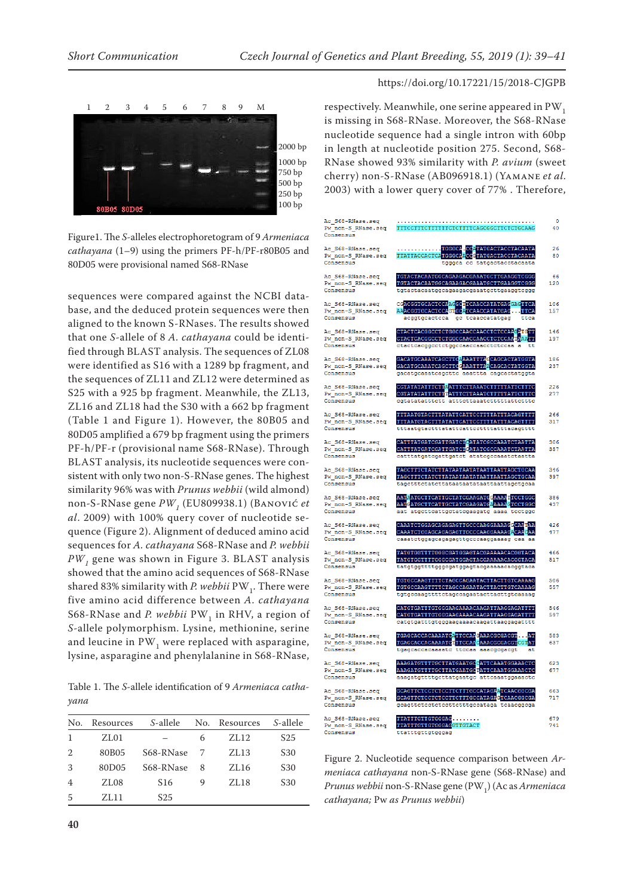Figure1. The *S*-alleles electrophoretogram of 9 *Armeniaca cathayana* (1–9) using the primers PF-h/PF-r80B05 and 80D05 were provisional named S68-RNase

sequences were compared against the NCBI database, and the deduced protein sequences were then aligned to the known S-RNases. The results showed that one *S*-allele of 8 *A. cathayana* could be identified through BLAST analysis. The sequences of ZL08 were identified as S16 with a 1289 bp fragment, and the sequences of ZL11 and ZL12 were determined as S25 with a 925 bp fragment. Meanwhile, the ZL13, ZL16 and ZL18 had the S30 with a 662 bp fragment (Table 1 and Figure 1). However, the 80B05 and 80D05 amplified a 679 bp fragment using the primers PF-h/PF-r (provisional name S68-RNase). Through BLAST analysis, its nucleotide sequences were consistent with only two non-S-RNase genes. The highest similarity 96% was with *Prunus webbii* (wild almond) non-S-RNase gene *PW₁* (EU809938.1) (Banović *et al*. 2009) with 100% query cover of nucleotide sequence (Figure 2). Alignment of deduced amino acid sequences for *A. cathayana* S68-RNase and *P. webbii PW₁* gene was shown in Figure 3. BLAST analysis showed that the amino acid sequences of S68-RNase shared 83% similarity with *P. webbii* PW₁. There were five amino acid difference between *A. cathayana* S68-RNase and *P. webbii* PW₁ in RHV, a region of *S*-allele polymorphism. Lysine, methionine, serine and leucine in PW₁ were replaced with asparagine, lysine, asparagine and phenylalanine in S68-RNase,

Table 1. The *S*-allele identification of 9 *Armeniaca cathayana*

| No. | Resources | *S*-allele | No. | Resources | *S*-allele |
|---|---|---|---|---|---|
| 1 | ZL01 | – | 6 | ZL12 | S25 |
| 2 | 80B05 | S68-RNase | 7 | ZL13 | S30 |
| 3 | 80D05 | S68-RNase | 8 | ZL16 | S30 |
| 4 | ZL08 | S16 | 9 | ZL18 | S30 |
| 5 | ZL11 | S25 | | | |

respectively. Meanwhile, one serine appeared in PW₁ is missing in S68-RNase. Moreover, the S68-RNase nucleotide sequence had a single intron with 60bp in length at nucleotide position 275. Second, S68-RNase showed 93% similarity with *P. avium* (sweet cherry) non-S-RNase (AB096918.1) (Yamane *et al*. 2003) with a lower query cover of 77% . Therefore,

Figure 2. Nucleotide sequence comparison between *Armeniaca cathayana* non-S-RNase gene (S68-RNase) and *Prunus webbii* non-S-RNase gene (PW₁) (Ac as *Armeniaca cathayana;* Pw as *Prunus webbii*)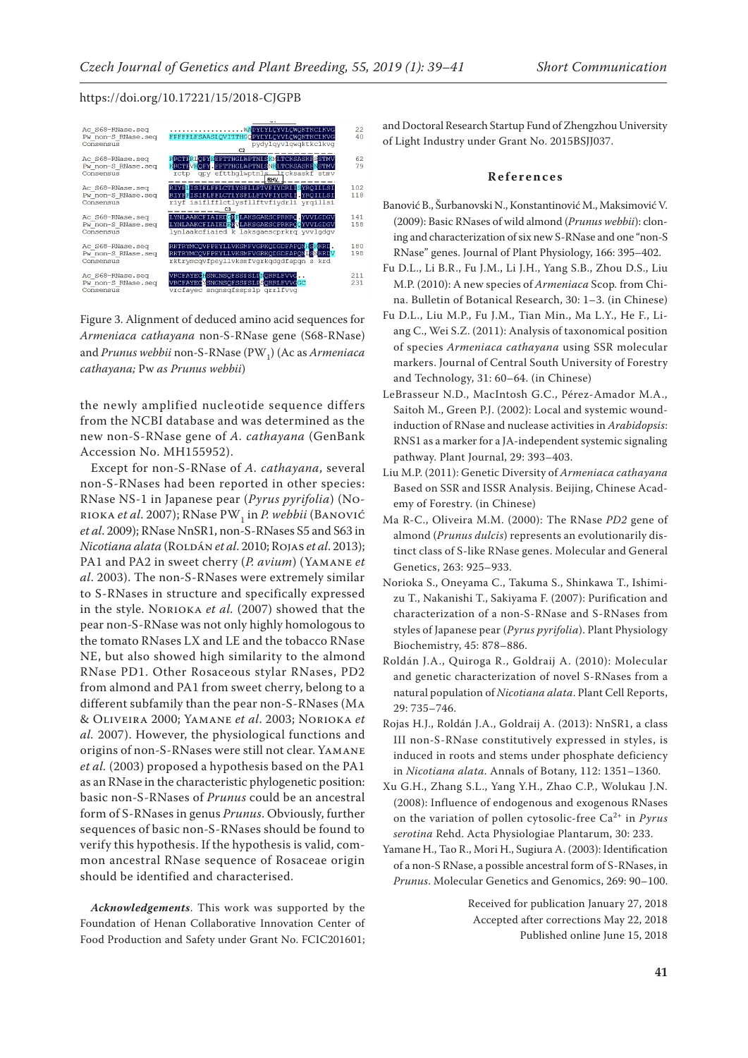Ac_S68-RNase.seq ..................WPYYLYLQYVLQWQKTKCLKVG 22
Pw_non-S_RNase.seq FFFFFLFSAASLQVTTTHGPYYLYLQYVLQWQKTKCLKVG 40
Consensus pydylqyvlqwqktkclkvg

C2

Ac_S68-RNase.seq RRCTIRLQFYEEFTTHGLWPTNLSRMLTCKSASKFSTMV 62
Pw_non-S_RNase.seq RRCTIVHQFYEEFTTHGLWPTNLSNRLTCKSASKFSTMV 79
Consensus rctp qpy eftthglwptnls ltcksaskf stmv

RHV

Ac_S68-RNase.seq RIYFLISIFLFFLCTLYSFLLFTVFIYDRLIKYRQIILSI 102
Pw_non-S_RNase.seq RIYFIISIFLFFLCTLYSFLLFTVFIYDRLIQYRQIILSI 118
Consensus riyf isiflfflctlysfllftvfiydrli yrqiilsi

C3

Ac_S68-RNase.seq LYNLAAKCFIAIEDRKNLAKSGAESCPRKRQRYVVLGDGV 141
Pw_non-S_RNase.seq LYNLAAKCFIAIEDRQKLAKSGAESCPRKRQYYVVLGDGV 158
Consensus lynlaakcfiaied k laksgaescprkrq yvvlgdgv

Ac_S68-RNase.seq RKTRYMCQVFPEYLLVKSMFVGRKQDGDFAPQNESKRDE 180
Pw_non-S_RNase.seq RKTRYMCQVFPEYLLVKSMFVGRKQDGDFAPQNGSKRDV 198
Consensus rktrymcqvfpeyllvksmfvgrkqdgdfapqn s krd

Ac_S68-RNase.seq VRCFAYECSNGNSQFSSPSLPEQRRLFVVG.. 211
Pw_non-S_RNase.seq VRCFAYECYSNGNSQFSSPSLPKQRRLFVVGGC 231
Consensus vrcfayec sngnsqfsspslp qrrlfvvg

Figure 3. Alignment of deduced amino acid sequences for *Armeniaca cathayana* non-S-RNase gene (S68-RNase) and *Prunus webbii* non-S-RNase ($PW_1$) (Ac as *Armeniaca cathayana;* Pw *as Prunus webbii*)

the newly amplified nucleotide sequence differs from the NCBI database and was determined as the new non-S-RNase gene of *A. cathayana* (GenBank Accession No. MH155952).

Except for non-S-RNase of *A. cathayana*, several non-S-RNases had been reported in other species: RNase NS-1 in Japanese pear (*Pyrus pyrifolia*) (Norioka *et al*. 2007); RNase $PW_1$ in *P. webbii* (Banović *et al*. 2009); RNase NnSR1, non-S-RNases S5 and S63 in *Nicotiana alata* (Roldán *et al*. 2010; Rojas *et al*. 2013); PA1 and PA2 in sweet cherry (*P. avium*) (Yamane *et al*. 2003). The non-S-RNases were extremely similar to S-RNases in structure and specifically expressed in the style. Norioka *et al.* (2007) showed that the pear non-S-RNase was not only highly homologous to the tomato RNases LX and LE and the tobacco RNase NE, but also showed high similarity to the almond RNase PD1. Other Rosaceous stylar RNases, PD2 from almond and PA1 from sweet cherry, belong to a different subfamily than the pear non-S-RNases (Ma & Oliveira 2000; Yamane *et al*. 2003; Norioka *et al.* 2007). However, the physiological functions and origins of non-S-RNases were still not clear. Yamane *et al.* (2003) proposed a hypothesis based on the PA1 as an RNase in the characteristic phylogenetic position: basic non-S-RNases of *Prunus* could be an ancestral form of S-RNases in genus *Prunus*. Obviously, further sequences of basic non-S-RNases should be found to verify this hypothesis. If the hypothesis is valid, common ancestral RNase sequence of Rosaceae origin should be identified and characterised.

***Acknowledgements***. This work was supported by the Foundation of Henan Collaborative Innovation Center of Food Production and Safety under Grant No. FCIC201601; and Doctoral Research Startup Fund of Zhengzhou University of Light Industry under Grant No. 2015BSJJ037.

## References

Banović B., Šurbanovski N., Konstantinović M., Maksimović V. (2009): Basic RNases of wild almond (*Prunus webbii*): cloning and characterization of six new S-RNase and one "non-S RNase" genes. Journal of Plant Physiology, 166: 395–402.

Fu D.L., Li B.R., Fu J.M., Li J.H., Yang S.B., Zhou D.S., Liu M.P. (2010): A new species of *Armeniaca* Scop. from China. Bulletin of Botanical Research, 30: 1–3. (in Chinese)

Fu D.L., Liu M.P., Fu J.M., Tian Min., Ma L.Y., He F., Liang C., Wei S.Z. (2011): Analysis of taxonomical position of species *Armeniaca cathayana* using SSR molecular markers. Journal of Central South University of Forestry and Technology, 31: 60–64. (in Chinese)

LeBrasseur N.D., MacIntosh G.C., Pérez-Amador M.A., Saitoh M., Green P.J. (2002): Local and systemic wound-induction of RNase and nuclease activities in *Arabidopsis*: RNS1 as a marker for a JA-independent systemic signaling pathway. Plant Journal, 29: 393–403.

Liu M.P. (2011): Genetic Diversity of *Armeniaca cathayana* Based on SSR and ISSR Analysis. Beijing, Chinese Academy of Forestry. (in Chinese)

Ma R-C., Oliveira M.M. (2000): The RNase *PD2* gene of almond (*Prunus dulcis*) represents an evolutionarily distinct class of S-like RNase genes. Molecular and General Genetics, 263: 925–933.

Norioka S., Oneyama C., Takuma S., Shinkawa T., Ishimizu T., Nakanishi T., Sakiyama F. (2007): Purification and characterization of a non-S-RNase and S-RNases from styles of Japanese pear (*Pyrus pyrifolia*). Plant Physiology Biochemistry, 45: 878–886.

Roldán J.A., Quiroga R., Goldraij A. (2010): Molecular and genetic characterization of novel S-RNases from a natural population of *Nicotiana alata*. Plant Cell Reports, 29: 735–746.

Rojas H.J., Roldán J.A., Goldraij A. (2013): NnSR1, a class III non-S-RNase constitutively expressed in styles, is induced in roots and stems under phosphate deficiency in *Nicotiana alata*. Annals of Botany, 112: 1351–1360.

Xu G.H., Zhang S.L., Yang Y.H., Zhao C.P., Wolukau J.N. (2008): Influence of endogenous and exogenous RNases on the variation of pollen cytosolic-free $Ca^{2+}$ in *Pyrus serotina* Rehd. Acta Physiologiae Plantarum, 30: 233.

Yamane H., Tao R., Mori H., Sugiura A. (2003): Identification of a non-S RNase, a possible ancestral form of S-RNases, in *Prunus*. Molecular Genetics and Genomics, 269: 90–100.

Received for publication January 27, 2018
Accepted after corrections May 22, 2018
Published online June 15, 2018